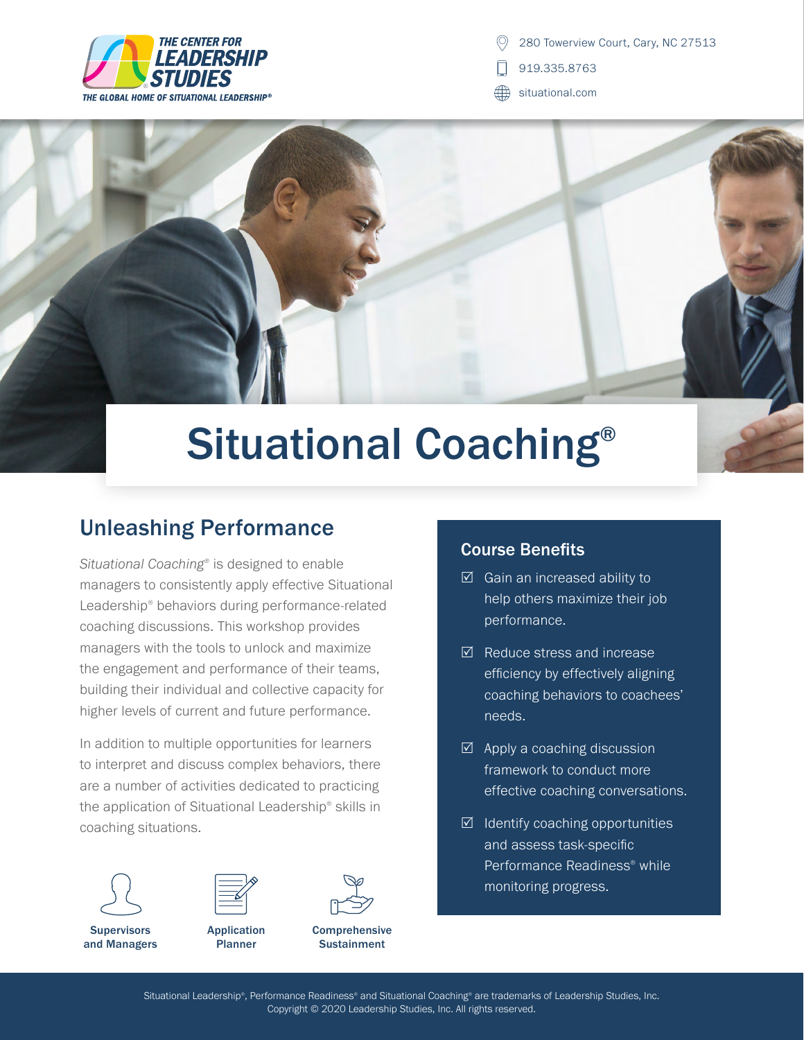THE CENTER FOR LEADERSHIP STUDIES
THE GLOBAL HOME OF SITUATIONAL LEADERSHIP®

280 Towerview Court, Cary, NC 27513
919.335.8763
situational.com

# Situational Coaching®

## Unleashing Performance

*Situational Coaching®* is designed to enable managers to consistently apply effective Situational Leadership® behaviors during performance-related coaching discussions. This workshop provides managers with the tools to unlock and maximize the engagement and performance of their teams, building their individual and collective capacity for higher levels of current and future performance.

In addition to multiple opportunities for learners to interpret and discuss complex behaviors, there are a number of activities dedicated to practicing the application of Situational Leadership® skills in coaching situations.

**Supervisors and Managers**

**Application Planner**

**Comprehensive Sustainment**

### Course Benefits

- ☑ Gain an increased ability to help others maximize their job performance.
- ☑ Reduce stress and increase efficiency by effectively aligning coaching behaviors to coachees' needs.
- ☑ Apply a coaching discussion framework to conduct more effective coaching conversations.
- ☑ Identify coaching opportunities and assess task-specific Performance Readiness® while monitoring progress.

Situational Leadership®, Performance Readiness® and Situational Coaching® are trademarks of Leadership Studies, Inc.
Copyright © 2020 Leadership Studies, Inc. All rights reserved.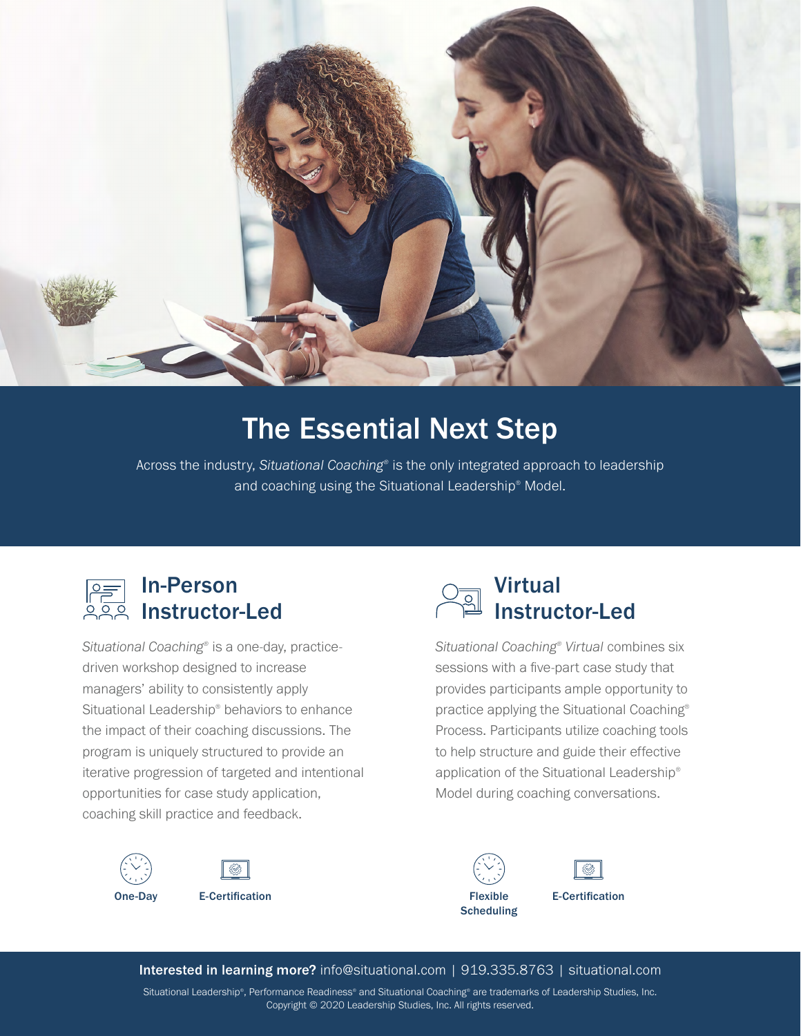# The Essential Next Step

Across the industry, *Situational Coaching*® is the only integrated approach to leadership and coaching using the Situational Leadership® Model.

## In-Person Instructor-Led

*Situational Coaching*® is a one-day, practice-driven workshop designed to increase managers' ability to consistently apply Situational Leadership® behaviors to enhance the impact of their coaching discussions. The program is uniquely structured to provide an iterative progression of targeted and intentional opportunities for case study application, coaching skill practice and feedback.

One-Day

E-Certification

## Virtual Instructor-Led

*Situational Coaching*® *Virtual* combines six sessions with a five-part case study that provides participants ample opportunity to practice applying the Situational Coaching® Process. Participants utilize coaching tools to help structure and guide their effective application of the Situational Leadership® Model during coaching conversations.

Flexible Scheduling

E-Certification

**Interested in learning more?** info@situational.com | 919.335.8763 | situational.com

Situational Leadership®, Performance Readiness® and Situational Coaching® are trademarks of Leadership Studies, Inc. Copyright © 2020 Leadership Studies, Inc. All rights reserved.